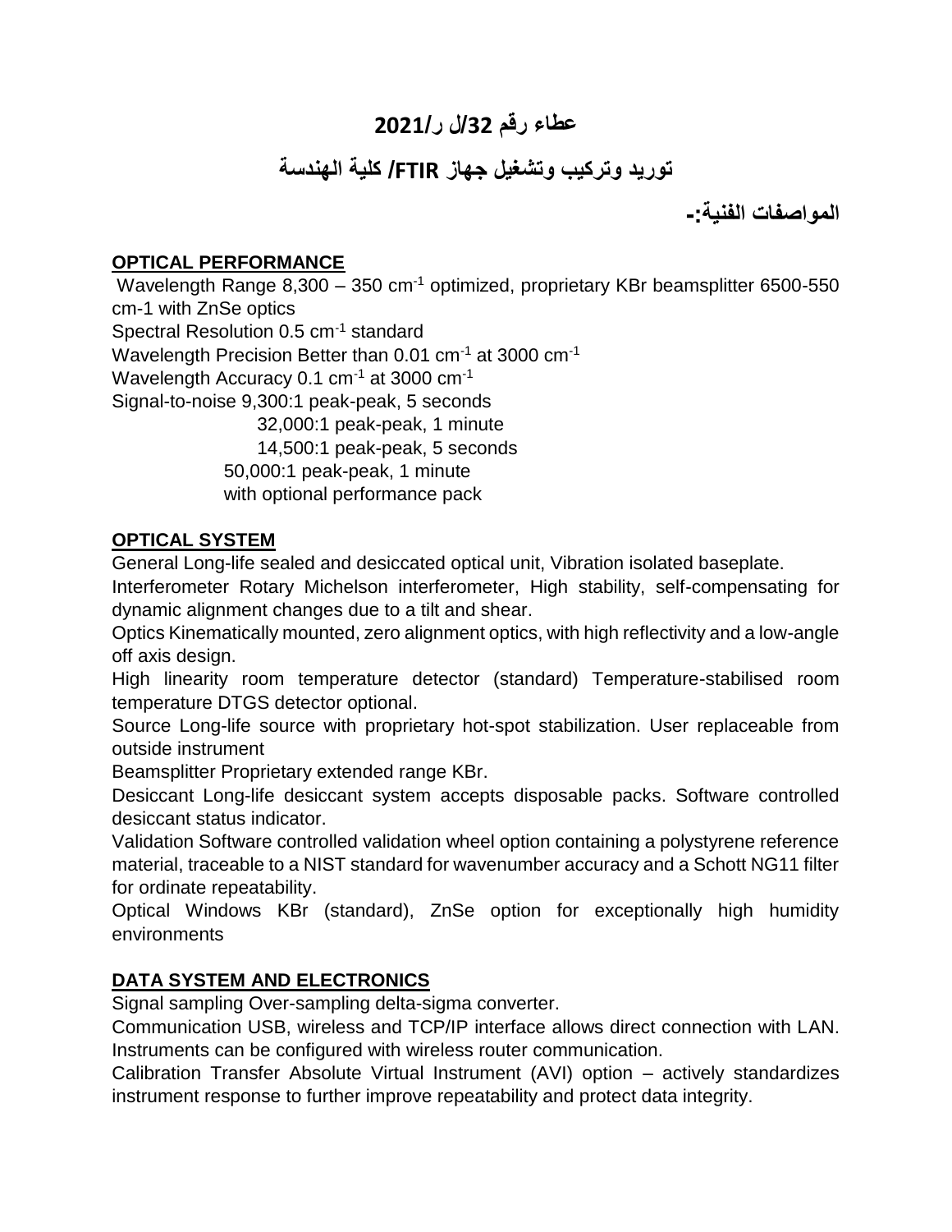# عطاء رقم 32/ل ر/2021

## توريد وتركيب وتشغيل جهاز FTIR/ كلية الهندسة

**المواصفات الفنية:-**

**OPTICAL PERFORMANCE**

Wavelength Range 8,300 – 350 $cm^{-1}$ optimized, proprietary KBr beamsplitter 6500-550 cm-1 with ZnSe optics

Spectral Resolution 0.5 $cm^{-1}$ standard

Wavelength Precision Better than 0.01 $cm^{-1}$ at 3000 $cm^{-1}$

Wavelength Accuracy 0.1 $cm^{-1}$ at 3000 $cm^{-1}$

Signal-to-noise 9,300:1 peak-peak, 5 seconds
32,000:1 peak-peak, 1 minute
14,500:1 peak-peak, 5 seconds
50,000:1 peak-peak, 1 minute
with optional performance pack

**OPTICAL SYSTEM**

General Long-life sealed and desiccated optical unit, Vibration isolated baseplate.

Interferometer Rotary Michelson interferometer, High stability, self-compensating for dynamic alignment changes due to a tilt and shear.

Optics Kinematically mounted, zero alignment optics, with high reflectivity and a low-angle off axis design.

High linearity room temperature detector (standard) Temperature-stabilised room temperature DTGS detector optional.

Source Long-life source with proprietary hot-spot stabilization. User replaceable from outside instrument

Beamsplitter Proprietary extended range KBr.

Desiccant Long-life desiccant system accepts disposable packs. Software controlled desiccant status indicator.

Validation Software controlled validation wheel option containing a polystyrene reference material, traceable to a NIST standard for wavenumber accuracy and a Schott NG11 filter for ordinate repeatability.

Optical Windows KBr (standard), ZnSe option for exceptionally high humidity environments

**DATA SYSTEM AND ELECTRONICS**

Signal sampling Over-sampling delta-sigma converter.

Communication USB, wireless and TCP/IP interface allows direct connection with LAN. Instruments can be configured with wireless router communication.

Calibration Transfer Absolute Virtual Instrument (AVI) option – actively standardizes instrument response to further improve repeatability and protect data integrity.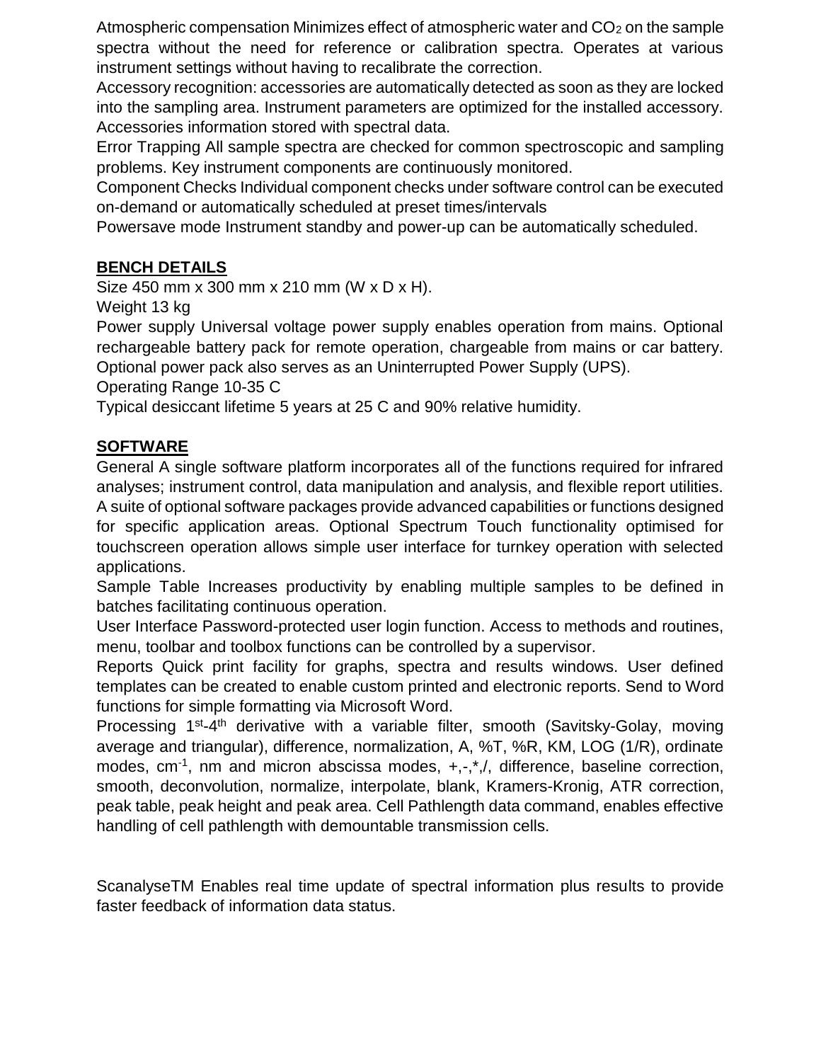Atmospheric compensation Minimizes effect of atmospheric water and $CO_2$ on the sample spectra without the need for reference or calibration spectra. Operates at various instrument settings without having to recalibrate the correction.

Accessory recognition: accessories are automatically detected as soon as they are locked into the sampling area. Instrument parameters are optimized for the installed accessory. Accessories information stored with spectral data.

Error Trapping All sample spectra are checked for common spectroscopic and sampling problems. Key instrument components are continuously monitored.

Component Checks Individual component checks under software control can be executed on-demand or automatically scheduled at preset times/intervals

Powersave mode Instrument standby and power-up can be automatically scheduled.

**BENCH DETAILS**

Size 450 mm x 300 mm x 210 mm (W x D x H).

Weight 13 kg

Power supply Universal voltage power supply enables operation from mains. Optional rechargeable battery pack for remote operation, chargeable from mains or car battery. Optional power pack also serves as an Uninterrupted Power Supply (UPS).

Operating Range 10-35 C

Typical desiccant lifetime 5 years at 25 C and 90% relative humidity.

**SOFTWARE**

General A single software platform incorporates all of the functions required for infrared analyses; instrument control, data manipulation and analysis, and flexible report utilities. A suite of optional software packages provide advanced capabilities or functions designed for specific application areas. Optional Spectrum Touch functionality optimised for touchscreen operation allows simple user interface for turnkey operation with selected applications.

Sample Table Increases productivity by enabling multiple samples to be defined in batches facilitating continuous operation.

User Interface Password-protected user login function. Access to methods and routines, menu, toolbar and toolbox functions can be controlled by a supervisor.

Reports Quick print facility for graphs, spectra and results windows. User defined templates can be created to enable custom printed and electronic reports. Send to Word functions for simple formatting via Microsoft Word.

Processing $1^{st}$-$4^{th}$ derivative with a variable filter, smooth (Savitsky-Golay, moving average and triangular), difference, normalization, A, %T, %R, KM, LOG (1/R), ordinate modes, $cm^{-1}$, nm and micron abscissa modes, +,-,*,/, difference, baseline correction, smooth, deconvolution, normalize, interpolate, blank, Kramers-Kronig, ATR correction, peak table, peak height and peak area. Cell Pathlength data command, enables effective handling of cell pathlength with demountable transmission cells.

ScanalyseTM Enables real time update of spectral information plus results to provide faster feedback of information data status.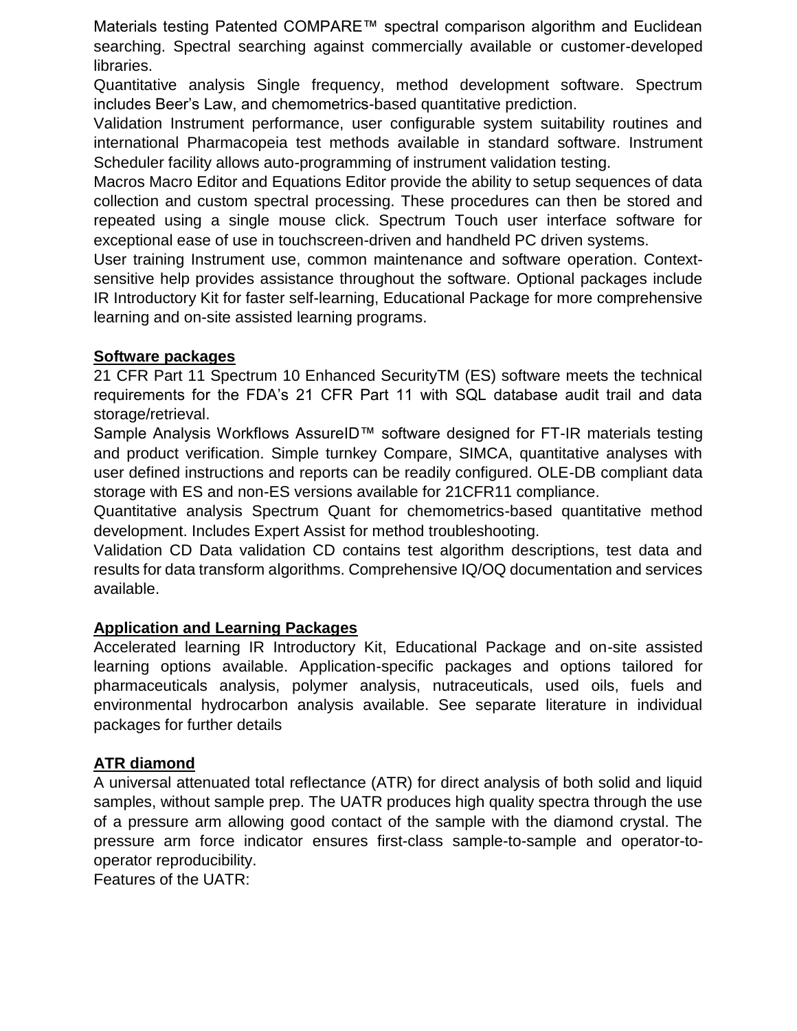Materials testing Patented COMPARE™ spectral comparison algorithm and Euclidean searching. Spectral searching against commercially available or customer-developed libraries.

Quantitative analysis Single frequency, method development software. Spectrum includes Beer's Law, and chemometrics-based quantitative prediction.

Validation Instrument performance, user configurable system suitability routines and international Pharmacopeia test methods available in standard software. Instrument Scheduler facility allows auto-programming of instrument validation testing.

Macros Macro Editor and Equations Editor provide the ability to setup sequences of data collection and custom spectral processing. These procedures can then be stored and repeated using a single mouse click. Spectrum Touch user interface software for exceptional ease of use in touchscreen-driven and handheld PC driven systems.

User training Instrument use, common maintenance and software operation. Context-sensitive help provides assistance throughout the software. Optional packages include IR Introductory Kit for faster self-learning, Educational Package for more comprehensive learning and on-site assisted learning programs.

## Software packages

21 CFR Part 11 Spectrum 10 Enhanced SecurityTM (ES) software meets the technical requirements for the FDA's 21 CFR Part 11 with SQL database audit trail and data storage/retrieval.

Sample Analysis Workflows AssureID™ software designed for FT-IR materials testing and product verification. Simple turnkey Compare, SIMCA, quantitative analyses with user defined instructions and reports can be readily configured. OLE-DB compliant data storage with ES and non-ES versions available for 21CFR11 compliance.

Quantitative analysis Spectrum Quant for chemometrics-based quantitative method development. Includes Expert Assist for method troubleshooting.

Validation CD Data validation CD contains test algorithm descriptions, test data and results for data transform algorithms. Comprehensive IQ/OQ documentation and services available.

## Application and Learning Packages

Accelerated learning IR Introductory Kit, Educational Package and on-site assisted learning options available. Application-specific packages and options tailored for pharmaceuticals analysis, polymer analysis, nutraceuticals, used oils, fuels and environmental hydrocarbon analysis available. See separate literature in individual packages for further details

## ATR diamond

A universal attenuated total reflectance (ATR) for direct analysis of both solid and liquid samples, without sample prep. The UATR produces high quality spectra through the use of a pressure arm allowing good contact of the sample with the diamond crystal. The pressure arm force indicator ensures first-class sample-to-sample and operator-to-operator reproducibility.

Features of the UATR: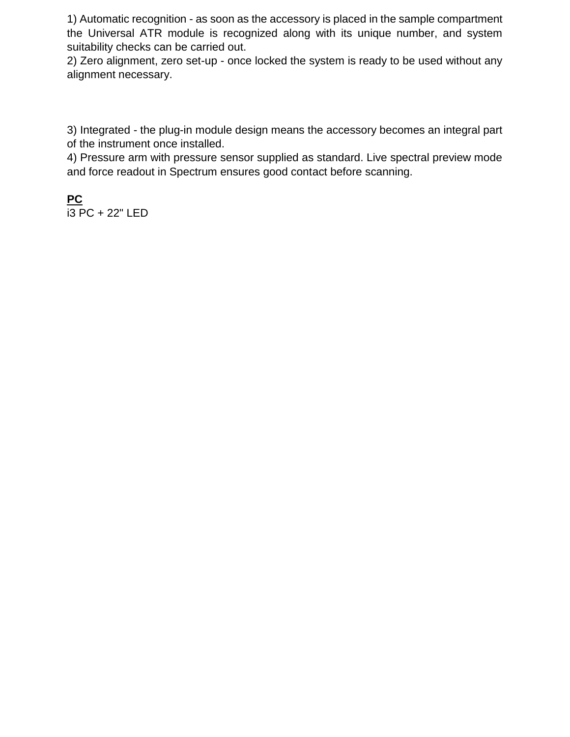1) Automatic recognition - as soon as the accessory is placed in the sample compartment the Universal ATR module is recognized along with its unique number, and system suitability checks can be carried out.
2) Zero alignment, zero set-up - once locked the system is ready to be used without any alignment necessary.

3) Integrated - the plug-in module design means the accessory becomes an integral part of the instrument once installed.
4) Pressure arm with pressure sensor supplied as standard. Live spectral preview mode and force readout in Spectrum ensures good contact before scanning.

**PC**
i3 PC + 22" LED